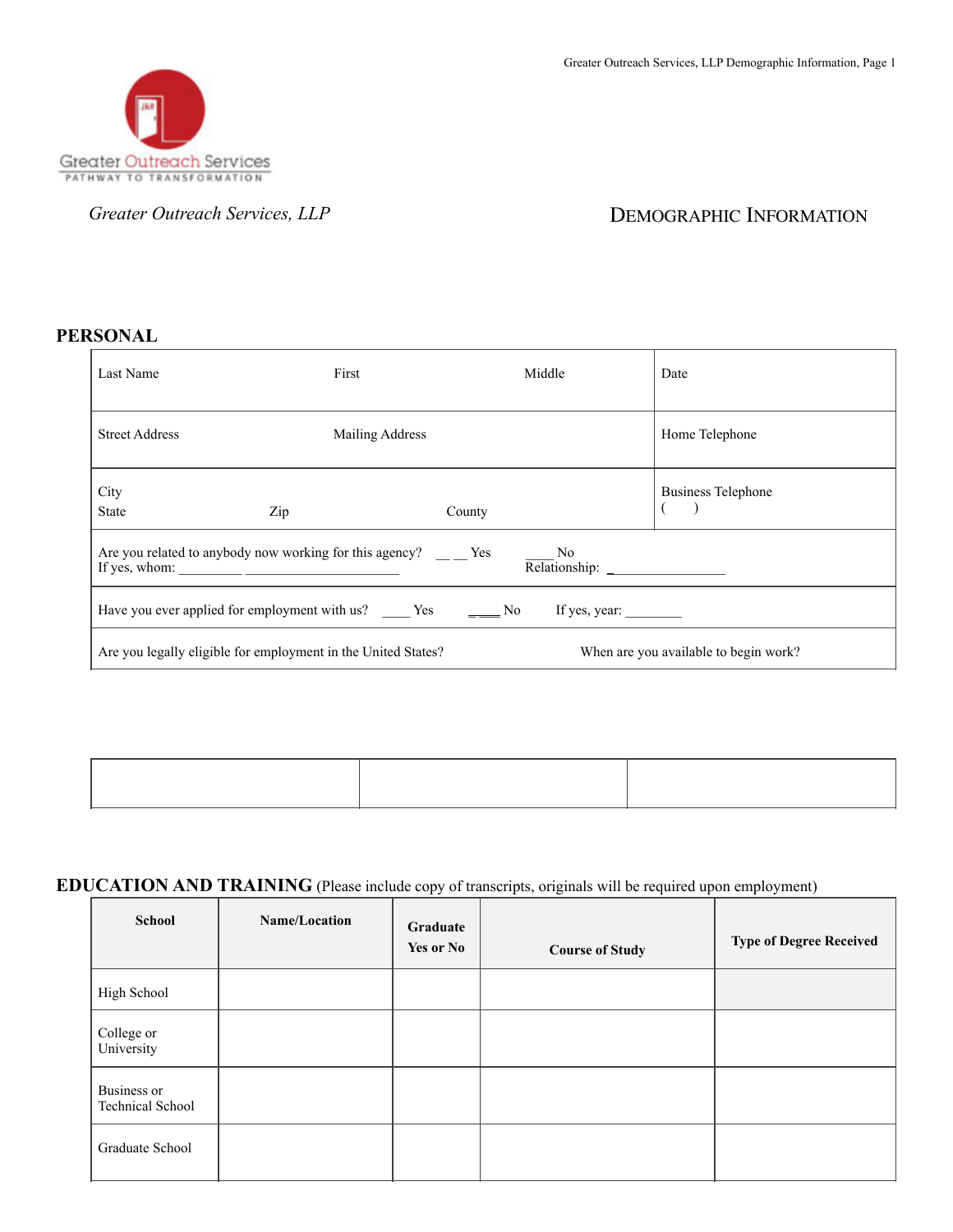Greater Outreach Services
PATHWAY TO TRANSFORMATION

*Greater Outreach Services, LLP*

# DEMOGRAPHIC INFORMATION

## PERSONAL

| Last Name | First | Middle | Date |
|---|---|---|---|
| Street Address | Mailing Address | | Home Telephone |
| City<br>State | Zip | County | Business Telephone<br>(    ) |

Are you related to anybody now working for this agency? __ __ Yes ____ No
If yes, whom: _________ ______________________ Relationship: _________________

Have you ever applied for employment with us? ____ Yes ____ No If yes, year: ________

Are you legally eligible for employment in the United States? When are you available to begin work?

| | | |
|---|---|---|
| | | |

## EDUCATION AND TRAINING (Please include copy of transcripts, originals will be required upon employment)

| School | Name/Location | Graduate Yes or No | Course of Study | Type of Degree Received |
|---|---|---|---|---|
| High School | | | | |
| College or University | | | | |
| Business or Technical School | | | | |
| Graduate School | | | | |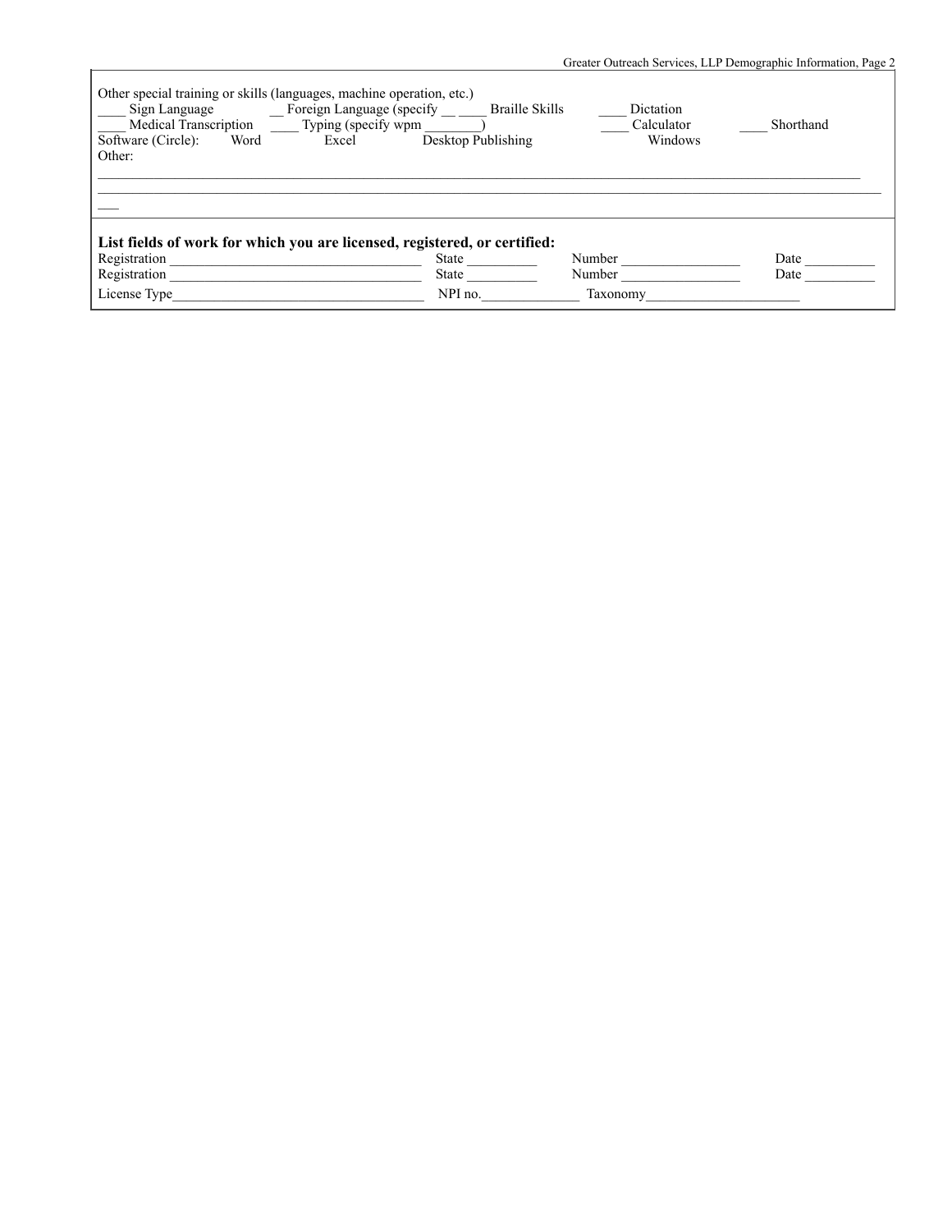Other special training or skills (languages, machine operation, etc.)

____ Sign Language ____ __ Foreign Language (specify __ ____ Braille Skills ____ Dictation

____ Medical Transcription ____ Typing (specify wpm ________) ____ Calculator ____ Shorthand

Software (Circle): Word Excel Desktop Publishing Windows

Other:

____________________________________________________________________________________________________________

____________________________________________________________________________________________________________

___

**List fields of work for which you are licensed, registered, or certified:**

Registration ____________________________________ State __________ Number _________________ Date __________

Registration ____________________________________ State __________ Number _________________ Date __________

License Type____________________________________ NPI no.______________ Taxonomy______________________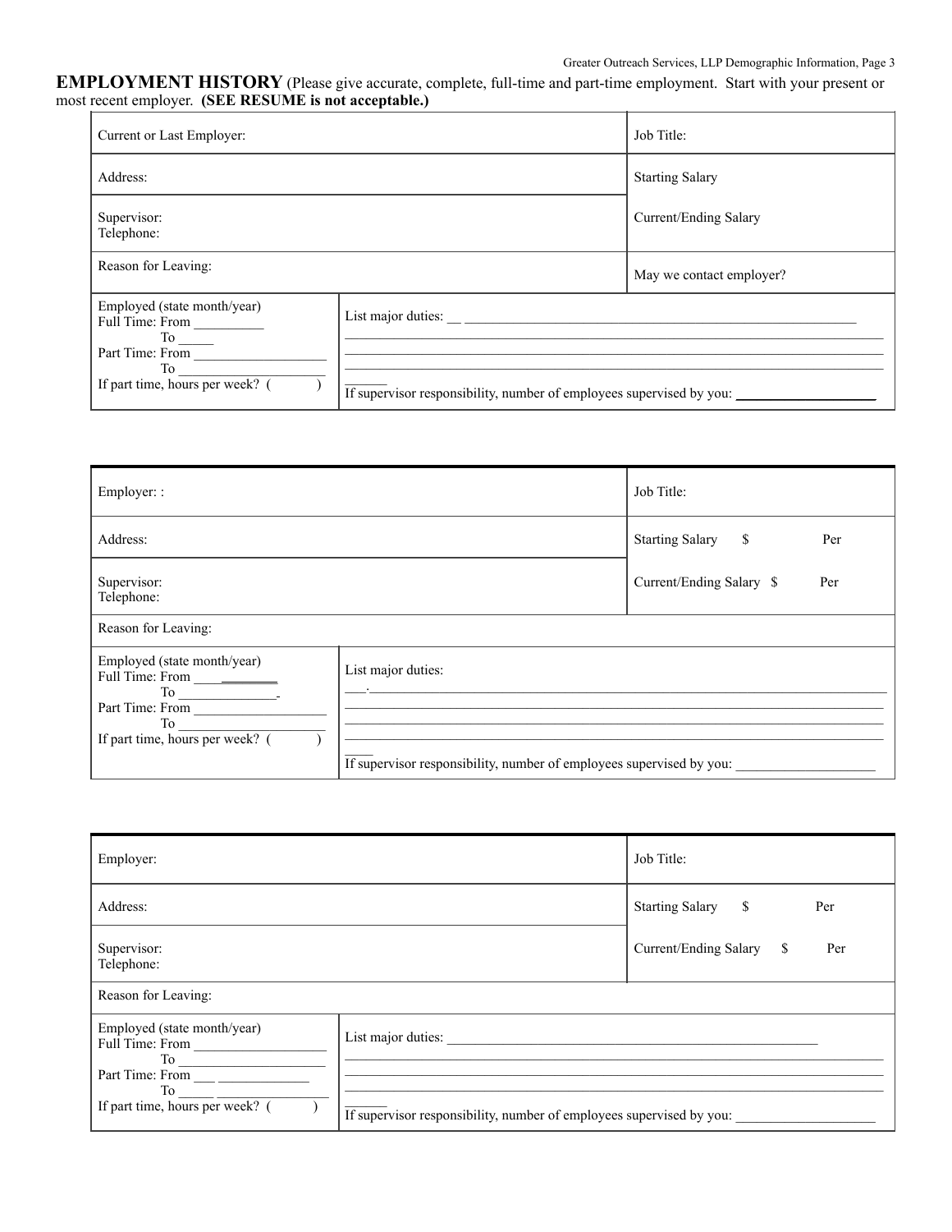**EMPLOYMENT HISTORY** (Please give accurate, complete, full-time and part-time employment. Start with your present or most recent employer. **(SEE RESUME is not acceptable.)**

| Current or Last Employer: | Job Title: |
|---|---|
| Address: | Starting Salary |
| Supervisor:<br>Telephone: | Current/Ending Salary |
| Reason for Leaving: | May we contact employer? |
| Employed (state month/year)<br>Full Time: From __________<br>To _____<br>Part Time: From ___________________<br>To ___________________<br>If part time, hours per week? (     ) | List major duties: __ ____________________________________________________________<br>______________________________________________________________________________<br>______________________________________________________________________________<br>______________________________________________________________________________<br>______<br>If supervisor responsibility, number of employees supervised by you: ____________________ |

| Employer: : | Job Title: |
|---|---|
| Address: | Starting Salary $ Per |
| Supervisor:<br>Telephone: | Current/Ending Salary $ Per |
| Reason for Leaving: | |
| Employed (state month/year)<br>Full Time: From ____________<br>To ______________<br>Part Time: From ____________________<br>To ____________________<br>If part time, hours per week? (     ) | List major duties:<br>___.____________________________________________________________________________<br>______________________________________________________________________________<br>______________________________________________________________________________<br>______________________________________________________________________________<br>____<br>If supervisor responsibility, number of employees supervised by you: ____________________ |

| Employer: | Job Title: |
|---|---|
| Address: | Starting Salary $ Per |
| Supervisor:<br>Telephone: | Current/Ending Salary $ Per |
| Reason for Leaving: | |
| Employed (state month/year)<br>Full Time: From ___________________<br>To ___________________<br>Part Time: From ___ _____________<br>To _____ _____________<br>If part time, hours per week? (     ) | List major duties: ________________________________________________________<br>______________________________________________________________________________<br>______________________________________________________________________________<br>______________________________________________________________________________<br>______<br>If supervisor responsibility, number of employees supervised by you: ____________________ |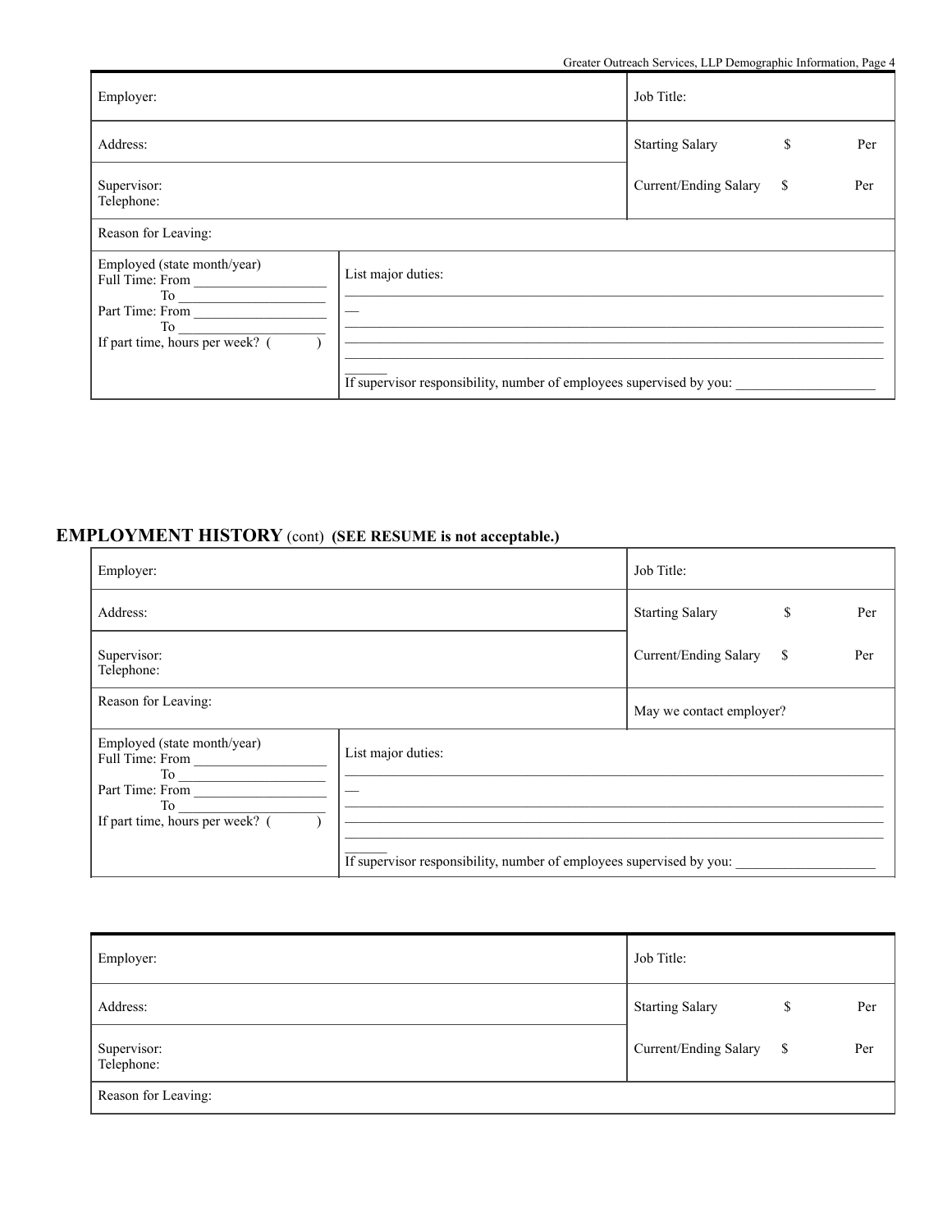| Employer: | Job Title: |
|---|---|
| Address: | Starting Salary $ Per |
| Supervisor:<br>Telephone: | Current/Ending Salary $ Per |
| Reason for Leaving: | |

| Employed (state month/year)<br>Full Time: From ___________________<br>To ____________________<br>Part Time: From ___________________<br>To ____________________<br>If part time, hours per week? ( ) | List major duties:<br>_______________________________________________________________________________<br>—<br>_______________________________________________________________________________<br>_______________________________________________________________________________<br>_______________________________________________________________________________<br>______<br>If supervisor responsibility, number of employees supervised by you: ___________________ |
|---|---|

## EMPLOYMENT HISTORY (cont) **(SEE RESUME is not acceptable.)**

| Employer: | Job Title: |
|---|---|
| Address: | Starting Salary $ Per |
| Supervisor:<br>Telephone: | Current/Ending Salary $ Per |
| Reason for Leaving: | May we contact employer? |

| Employed (state month/year)<br>Full Time: From ___________________<br>To ____________________<br>Part Time: From ___________________<br>To ____________________<br>If part time, hours per week? ( ) | List major duties:<br>_______________________________________________________________________________<br>—<br>_______________________________________________________________________________<br>_______________________________________________________________________________<br>_______________________________________________________________________________<br>______<br>If supervisor responsibility, number of employees supervised by you: ___________________ |
|---|---|

| Employer: | Job Title: |
|---|---|
| Address: | Starting Salary $ Per |
| Supervisor:<br>Telephone: | Current/Ending Salary $ Per |
| Reason for Leaving: | |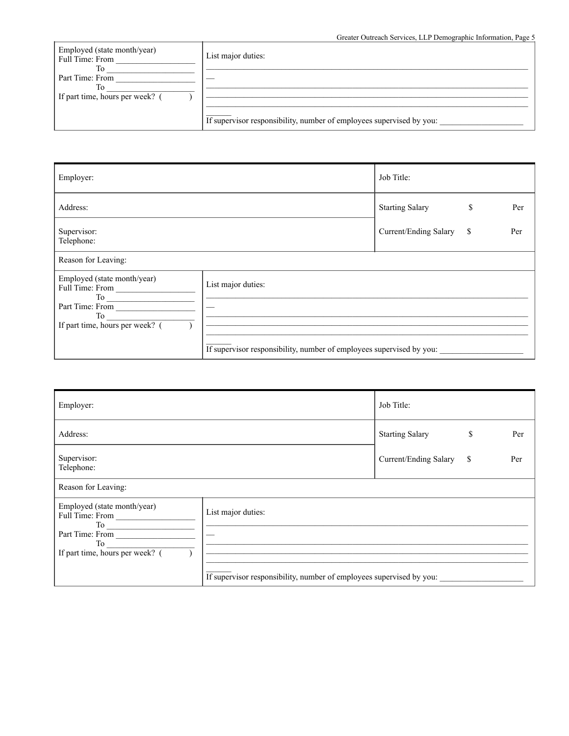| Employed (state month/year)<br>Full Time: From ___________________<br>To ___________________<br>Part Time: From ___________________<br>To ___________________<br>If part time, hours per week? ( ) | List major duties:<br>___________________________________________<br>—<br>___________________________________________<br>___________________________________________<br>___________________________________________<br>______<br>If supervisor responsibility, number of employees supervised by you: ____________________ |
|---|---|

| Employer: | Job Title: |
|---|---|
| Address: | Starting Salary $ Per |
| Supervisor:<br>Telephone: | Current/Ending Salary $ Per |
| Reason for Leaving: | |

| Employed (state month/year)<br>Full Time: From ___________________<br>To ___________________<br>Part Time: From ___________________<br>To ___________________<br>If part time, hours per week? ( ) | List major duties:<br>___________________________________________<br>—<br>___________________________________________<br>___________________________________________<br>___________________________________________<br>______<br>If supervisor responsibility, number of employees supervised by you: ____________________ |
|---|---|

| Employer: | Job Title: |
|---|---|
| Address: | Starting Salary $ Per |
| Supervisor:<br>Telephone: | Current/Ending Salary $ Per |
| Reason for Leaving: | |

| Employed (state month/year)<br>Full Time: From ___________________<br>To ___________________<br>Part Time: From ___________________<br>To ___________________<br>If part time, hours per week? ( ) | List major duties:<br>___________________________________________<br>—<br>___________________________________________<br>___________________________________________<br>___________________________________________<br>______<br>If supervisor responsibility, number of employees supervised by you: ____________________ |
|---|---|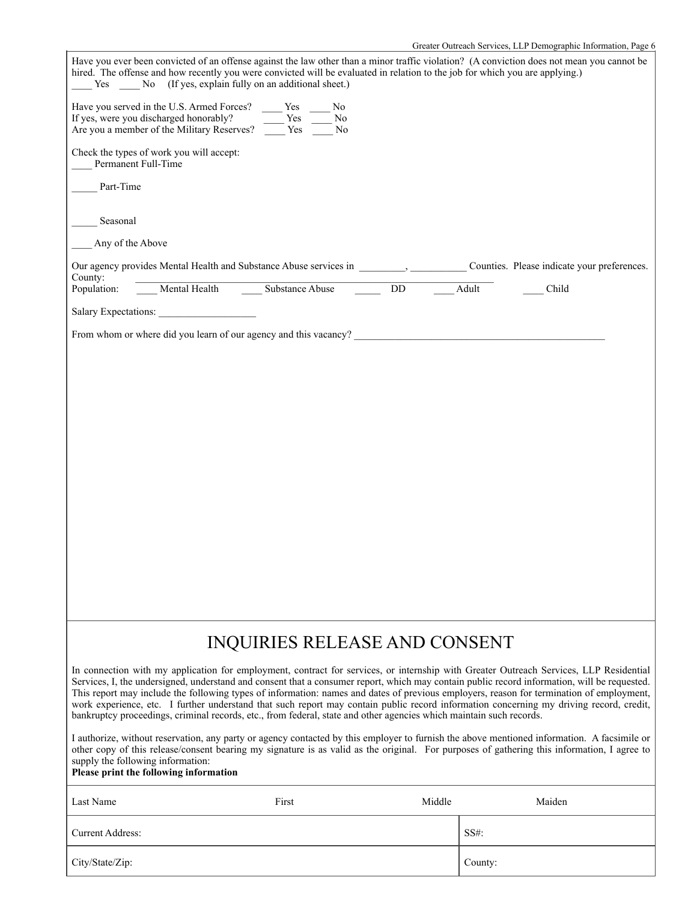Have you ever been convicted of an offense against the law other than a minor traffic violation? (A conviction does not mean you cannot be hired. The offense and how recently you were convicted will be evaluated in relation to the job for which you are applying.)
____ Yes ____ No (If yes, explain fully on an additional sheet.)

Have you served in the U.S. Armed Forces? ____ Yes ____ No
If yes, were you discharged honorably? ____ Yes ____ No
Are you a member of the Military Reserves? ____ Yes ____ No

Check the types of work you will accept:
____ Permanent Full-Time

_____ Part-Time

_____ Seasonal

____ Any of the Above

Our agency provides Mental Health and Substance Abuse services in _________, ___________ Counties. Please indicate your preferences.
County: ____________________________________________________________________________
Population: ____ Mental Health ____ Substance Abuse _____ DD ____ Adult ____ Child

Salary Expectations: ___________________

From whom or where did you learn of our agency and this vacancy? __________________________________________________

# INQUIRIES RELEASE AND CONSENT

In connection with my application for employment, contract for services, or internship with Greater Outreach Services, LLP Residential Services, I, the undersigned, understand and consent that a consumer report, which may contain public record information, will be requested. This report may include the following types of information: names and dates of previous employers, reason for termination of employment, work experience, etc. I further understand that such report may contain public record information concerning my driving record, credit, bankruptcy proceedings, criminal records, etc., from federal, state and other agencies which maintain such records.

I authorize, without reservation, any party or agency contacted by this employer to furnish the above mentioned information. A facsimile or other copy of this release/consent bearing my signature is as valid as the original. For purposes of gathering this information, I agree to supply the following information:
**Please print the following information**

| Last Name | First | Middle | Maiden |
|---|---|---|---|
| Current Address: | | | SS#: |
| City/State/Zip: | | | County: |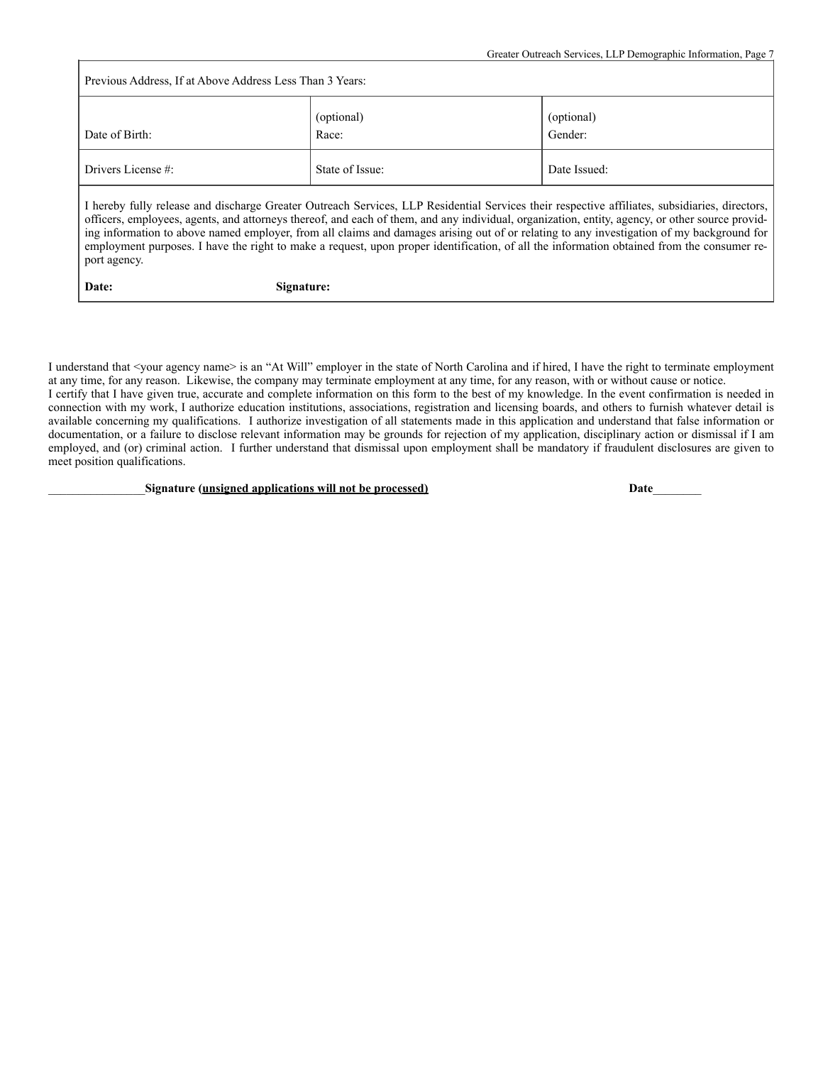| | | |
|---|---|---|
| Previous Address, If at Above Address Less Than 3 Years: | | |
| Date of Birth: | (optional)<br>Race: | (optional)<br>Gender: |
| Drivers License #: | State of Issue: | Date Issued: |

I hereby fully release and discharge Greater Outreach Services, LLP Residential Services their respective affiliates, subsidiaries, directors, officers, employees, agents, and attorneys thereof, and each of them, and any individual, organization, entity, agency, or other source providing information to above named employer, from all claims and damages arising out of or relating to any investigation of my background for employment purposes. I have the right to make a request, upon proper identification, of all the information obtained from the consumer report agency.

**Date:** **Signature:**

I understand that <your agency name> is an "At Will" employer in the state of North Carolina and if hired, I have the right to terminate employment at any time, for any reason. Likewise, the company may terminate employment at any time, for any reason, with or without cause or notice.
I certify that I have given true, accurate and complete information on this form to the best of my knowledge. In the event confirmation is needed in connection with my work, I authorize education institutions, associations, registration and licensing boards, and others to furnish whatever detail is available concerning my qualifications. I authorize investigation of all statements made in this application and understand that false information or documentation, or a failure to disclose relevant information may be grounds for rejection of my application, disciplinary action or dismissal if I am employed, and (or) criminal action. I further understand that dismissal upon employment shall be mandatory if fraudulent disclosures are given to meet position qualifications.

________________**Signature (<u>unsigned applications will not be processed)</u>** **Date**________